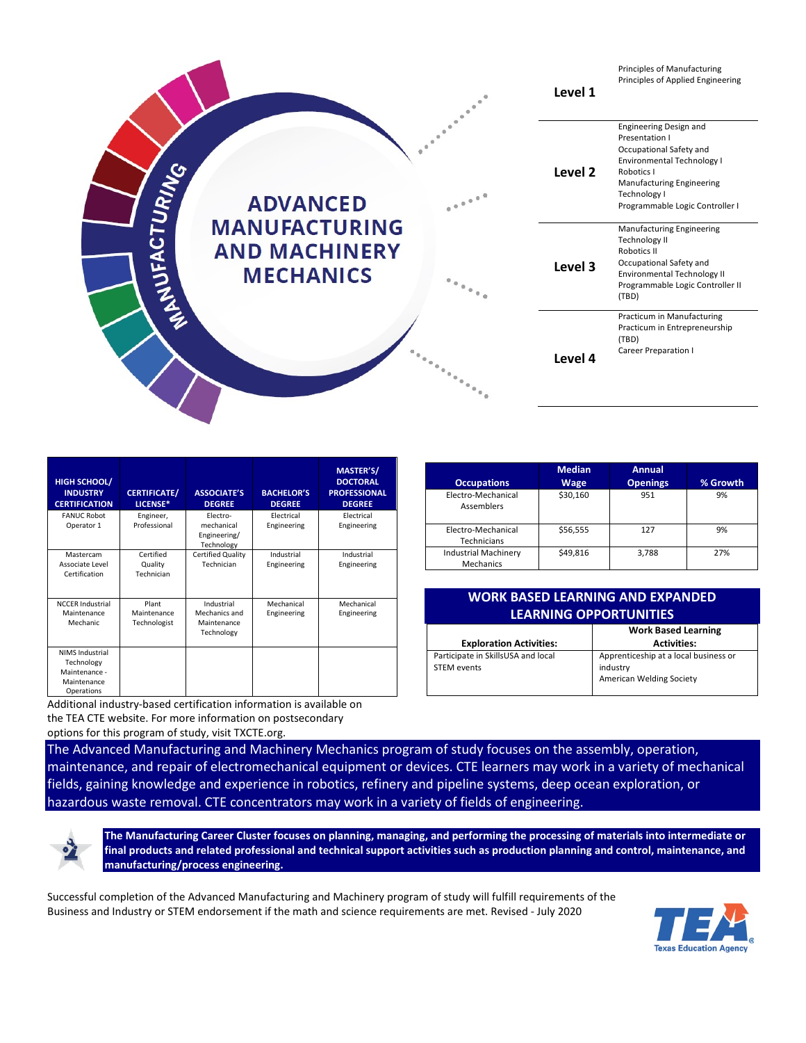# ADVANCED MANUFACTURING AND MACHINERY MECHANICS

MANUFACTURING

| Level | Courses |
|---|---|
| Level 1 | Principles of Manufacturing<br>Principles of Applied Engineering |
| Level 2 | Engineering Design and Presentation I<br>Occupational Safety and Environmental Technology I<br>Robotics I<br>Manufacturing Engineering Technology I<br>Programmable Logic Controller I |
| Level 3 | Manufacturing Engineering Technology II<br>Robotics II<br>Occupational Safety and Environmental Technology II<br>Programmable Logic Controller II (TBD) |
| Level 4 | Practicum in Manufacturing<br>Practicum in Entrepreneurship (TBD)<br>Career Preparation I |

| HIGH SCHOOL/ INDUSTRY CERTIFICATION | CERTIFICATE/ LICENSE* | ASSOCIATE'S DEGREE | BACHELOR'S DEGREE | MASTER'S/ DOCTORAL PROFESSIONAL DEGREE |
|---|---|---|---|---|
| FANUC Robot Operator 1 | Engineer, Professional | Electro-mechanical Engineering/ Technology | Electrical Engineering | Electrical Engineering |
| Mastercam Associate Level Certification | Certified Quality Technician | Certified Quality Technician | Industrial Engineering | Industrial Engineering |
| NCCER Industrial Maintenance Mechanic | Plant Maintenance Technologist | Industrial Mechanics and Maintenance Technology | Mechanical Engineering | Mechanical Engineering |
| NIMS Industrial Technology Maintenance - Maintenance Operations | | | | |

Additional industry-based certification information is available on the TEA CTE website. For more information on postsecondary options for this program of study, visit TXCTE.org.

| Occupations | Median Wage | Annual Openings | % Growth |
|---|---|---|---|
| Electro-Mechanical Assemblers | $30,160 | 951 | 9% |
| Electro-Mechanical Technicians | $56,555 | 127 | 9% |
| Industrial Machinery Mechanics | $49,816 | 3,788 | 27% |

## WORK BASED LEARNING AND EXPANDED LEARNING OPPORTUNITIES

| Exploration Activities: | Work Based Learning Activities: |
|---|---|
| Participate in SkillsUSA and local STEM events | Apprenticeship at a local business or industry<br>American Welding Society |

The Advanced Manufacturing and Machinery Mechanics program of study focuses on the assembly, operation, maintenance, and repair of electromechanical equipment or devices. CTE learners may work in a variety of mechanical fields, gaining knowledge and experience in robotics, refinery and pipeline systems, deep ocean exploration, or hazardous waste removal. CTE concentrators may work in a variety of fields of engineering.

**The Manufacturing Career Cluster focuses on planning, managing, and performing the processing of materials into intermediate or final products and related professional and technical support activities such as production planning and control, maintenance, and manufacturing/process engineering.**

Successful completion of the Advanced Manufacturing and Machinery program of study will fulfill requirements of the Business and Industry or STEM endorsement if the math and science requirements are met. Revised - July 2020

TEA Texas Education Agency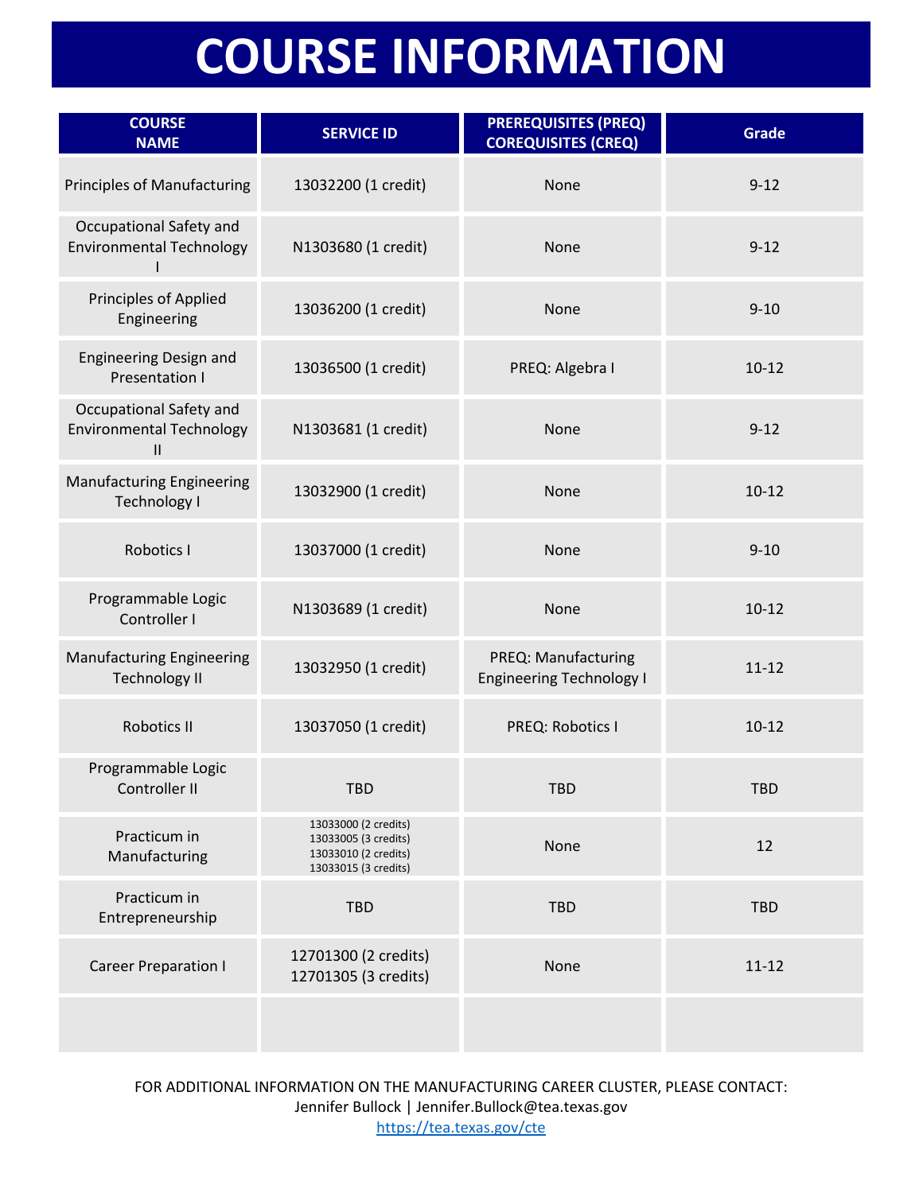# COURSE INFORMATION

| COURSE NAME | SERVICE ID | PREREQUISITES (PREQ) COREQUISITES (CREQ) | Grade |
|---|---|---|---|
| Principles of Manufacturing | 13032200 (1 credit) | None | 9-12 |
| Occupational Safety and Environmental Technology I | N1303680 (1 credit) | None | 9-12 |
| Principles of Applied Engineering | 13036200 (1 credit) | None | 9-10 |
| Engineering Design and Presentation I | 13036500 (1 credit) | PREQ: Algebra I | 10-12 |
| Occupational Safety and Environmental Technology II | N1303681 (1 credit) | None | 9-12 |
| Manufacturing Engineering Technology I | 13032900 (1 credit) | None | 10-12 |
| Robotics I | 13037000 (1 credit) | None | 9-10 |
| Programmable Logic Controller I | N1303689 (1 credit) | None | 10-12 |
| Manufacturing Engineering Technology II | 13032950 (1 credit) | PREQ: Manufacturing Engineering Technology I | 11-12 |
| Robotics II | 13037050 (1 credit) | PREQ: Robotics I | 10-12 |
| Programmable Logic Controller II | TBD | TBD | TBD |
| Practicum in Manufacturing | 13033000 (2 credits) 13033005 (3 credits) 13033010 (2 credits) 13033015 (3 credits) | None | 12 |
| Practicum in Entrepreneurship | TBD | TBD | TBD |
| Career Preparation I | 12701300 (2 credits) 12701305 (3 credits) | None | 11-12 |
| | | | |

FOR ADDITIONAL INFORMATION ON THE MANUFACTURING CAREER CLUSTER, PLEASE CONTACT:
Jennifer Bullock | Jennifer.Bullock@tea.texas.gov
https://tea.texas.gov/cte